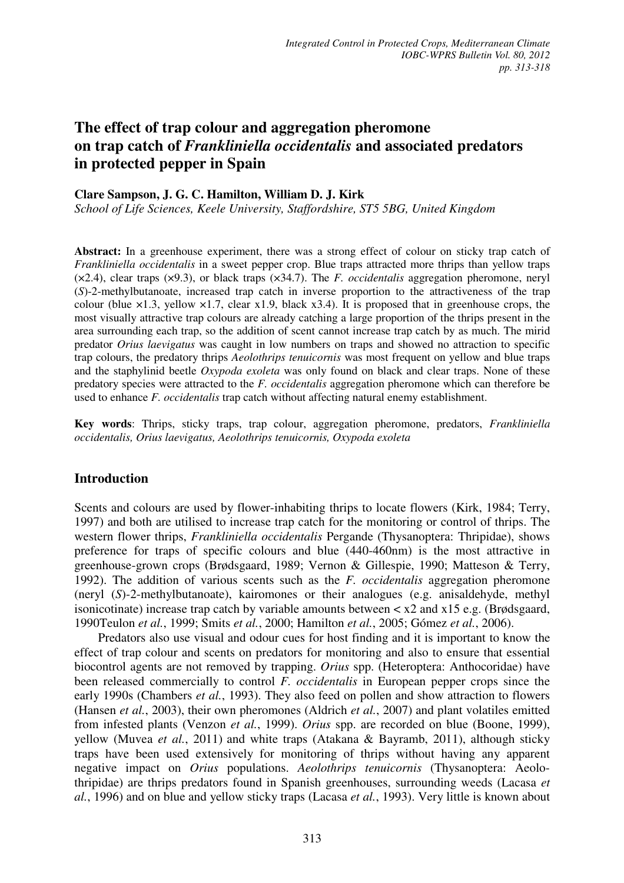# The effect of trap colour and aggregation pheromone on trap catch of *Frankliniella occidentalis* and associated predators in protected pepper in Spain

**Clare Sampson, J. G. C. Hamilton, William D. J. Kirk**

*School of Life Sciences, Keele University, Staffordshire, ST5 5BG, United Kingdom*

**Abstract:** In a greenhouse experiment, there was a strong effect of colour on sticky trap catch of *Frankliniella occidentalis* in a sweet pepper crop. Blue traps attracted more thrips than yellow traps (×2.4), clear traps (×9.3), or black traps (×34.7). The *F. occidentalis* aggregation pheromone, neryl (*S*)-2-methylbutanoate, increased trap catch in inverse proportion to the attractiveness of the trap colour (blue ×1.3, yellow ×1.7, clear x1.9, black x3.4). It is proposed that in greenhouse crops, the most visually attractive trap colours are already catching a large proportion of the thrips present in the area surrounding each trap, so the addition of scent cannot increase trap catch by as much. The mirid predator *Orius laevigatus* was caught in low numbers on traps and showed no attraction to specific trap colours, the predatory thrips *Aeolothrips tenuicornis* was most frequent on yellow and blue traps and the staphylinid beetle *Oxypoda exoleta* was only found on black and clear traps. None of these predatory species were attracted to the *F. occidentalis* aggregation pheromone which can therefore be used to enhance *F. occidentalis* trap catch without affecting natural enemy establishment.

**Key words**: Thrips, sticky traps, trap colour, aggregation pheromone, predators, *Frankliniella occidentalis, Orius laevigatus, Aeolothrips tenuicornis, Oxypoda exoleta*

## Introduction

Scents and colours are used by flower-inhabiting thrips to locate flowers (Kirk, 1984; Terry, 1997) and both are utilised to increase trap catch for the monitoring or control of thrips. The western flower thrips, *Frankliniella occidentalis* Pergande (Thysanoptera: Thripidae), shows preference for traps of specific colours and blue (440-460nm) is the most attractive in greenhouse-grown crops (Brødsgaard, 1989; Vernon & Gillespie, 1990; Matteson & Terry, 1992). The addition of various scents such as the *F. occidentalis* aggregation pheromone (neryl (*S*)-2-methylbutanoate), kairomones or their analogues (e.g. anisaldehyde, methyl isonicotinate) increase trap catch by variable amounts between < x2 and x15 e.g. (Brødsgaard, 1990Teulon *et al.*, 1999; Smits *et al.*, 2000; Hamilton *et al.*, 2005; Gómez *et al.*, 2006).

Predators also use visual and odour cues for host finding and it is important to know the effect of trap colour and scents on predators for monitoring and also to ensure that essential biocontrol agents are not removed by trapping. *Orius* spp. (Heteroptera: Anthocoridae) have been released commercially to control *F. occidentalis* in European pepper crops since the early 1990s (Chambers *et al.*, 1993). They also feed on pollen and show attraction to flowers (Hansen *et al.*, 2003), their own pheromones (Aldrich *et al.*, 2007) and plant volatiles emitted from infested plants (Venzon *et al.*, 1999). *Orius* spp. are recorded on blue (Boone, 1999), yellow (Muvea *et al.*, 2011) and white traps (Atakana & Bayramb, 2011), although sticky traps have been used extensively for monitoring of thrips without having any apparent negative impact on *Orius* populations. *Aeolothrips tenuicornis* (Thysanoptera: Aeolothripidae) are thrips predators found in Spanish greenhouses, surrounding weeds (Lacasa *et al.*, 1996) and on blue and yellow sticky traps (Lacasa *et al.*, 1993). Very little is known about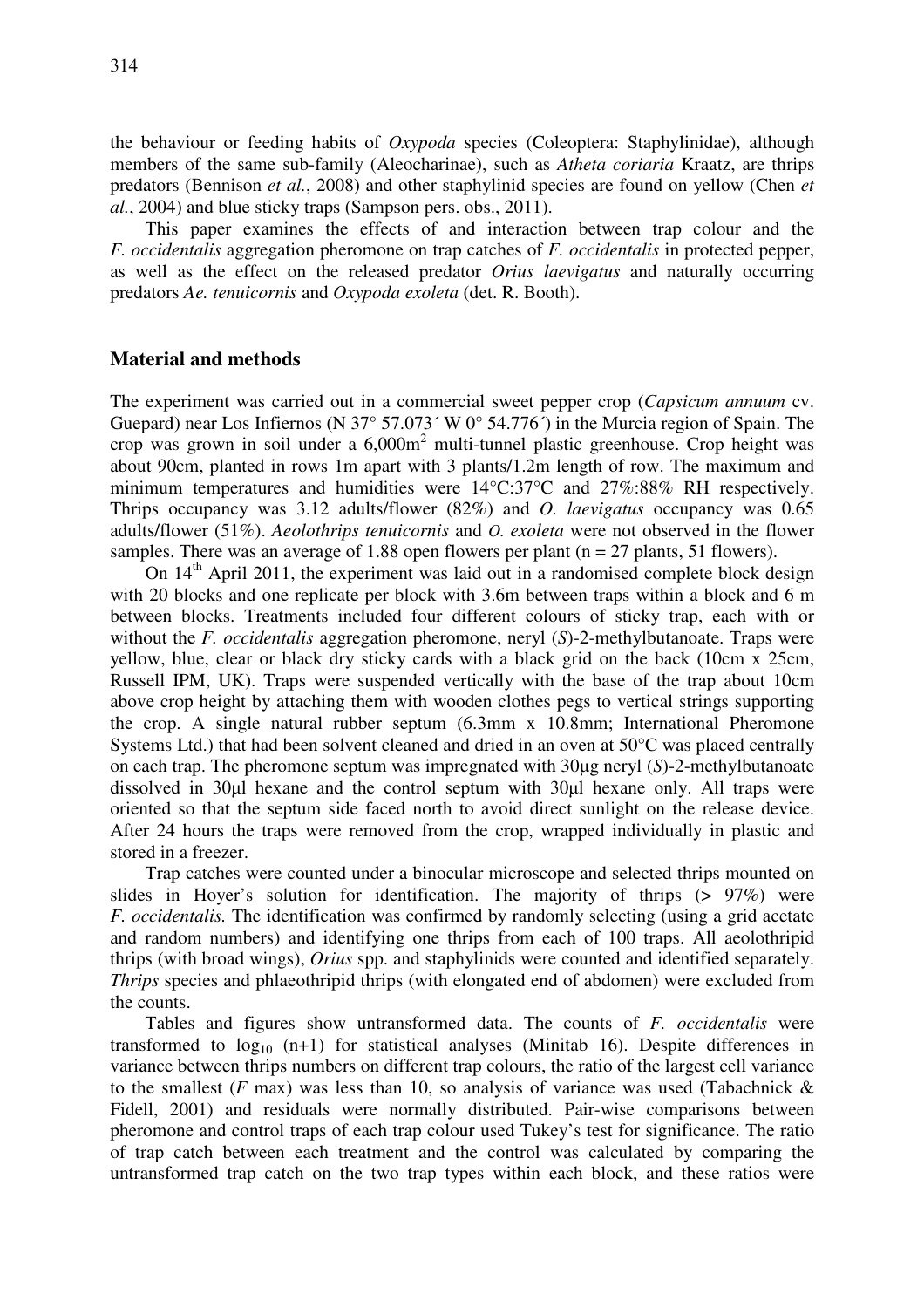the behaviour or feeding habits of *Oxypoda* species (Coleoptera: Staphylinidae), although members of the same sub-family (Aleocharinae), such as *Atheta coriaria* Kraatz, are thrips predators (Bennison *et al.*, 2008) and other staphylinid species are found on yellow (Chen *et al.*, 2004) and blue sticky traps (Sampson pers. obs., 2011).

This paper examines the effects of and interaction between trap colour and the *F. occidentalis* aggregation pheromone on trap catches of *F. occidentalis* in protected pepper, as well as the effect on the released predator *Orius laevigatus* and naturally occurring predators *Ae. tenuicornis* and *Oxypoda exoleta* (det. R. Booth).

## Material and methods

The experiment was carried out in a commercial sweet pepper crop (*Capsicum annuum* cv. Guepard) near Los Infiernos (N 37° 57.073´ W 0° 54.776´) in the Murcia region of Spain. The crop was grown in soil under a 6,000m$^2$ multi-tunnel plastic greenhouse. Crop height was about 90cm, planted in rows 1m apart with 3 plants/1.2m length of row. The maximum and minimum temperatures and humidities were 14°C:37°C and 27%:88% RH respectively. Thrips occupancy was 3.12 adults/flower (82%) and *O. laevigatus* occupancy was 0.65 adults/flower (51%). *Aeolothrips tenuicornis* and *O. exoleta* were not observed in the flower samples. There was an average of 1.88 open flowers per plant (n = 27 plants, 51 flowers).

On 14$^{th}$ April 2011, the experiment was laid out in a randomised complete block design with 20 blocks and one replicate per block with 3.6m between traps within a block and 6 m between blocks. Treatments included four different colours of sticky trap, each with or without the *F. occidentalis* aggregation pheromone, neryl (*S*)-2-methylbutanoate. Traps were yellow, blue, clear or black dry sticky cards with a black grid on the back (10cm x 25cm, Russell IPM, UK). Traps were suspended vertically with the base of the trap about 10cm above crop height by attaching them with wooden clothes pegs to vertical strings supporting the crop. A single natural rubber septum (6.3mm x 10.8mm; International Pheromone Systems Ltd.) that had been solvent cleaned and dried in an oven at 50°C was placed centrally on each trap. The pheromone septum was impregnated with 30μg neryl (*S*)-2-methylbutanoate dissolved in 30μl hexane and the control septum with 30μl hexane only. All traps were oriented so that the septum side faced north to avoid direct sunlight on the release device. After 24 hours the traps were removed from the crop, wrapped individually in plastic and stored in a freezer.

Trap catches were counted under a binocular microscope and selected thrips mounted on slides in Hoyer's solution for identification. The majority of thrips (> 97%) were *F. occidentalis.* The identification was confirmed by randomly selecting (using a grid acetate and random numbers) and identifying one thrips from each of 100 traps. All aeolothripid thrips (with broad wings), *Orius* spp. and staphylinids were counted and identified separately. *Thrips* species and phlaeothripid thrips (with elongated end of abdomen) were excluded from the counts.

Tables and figures show untransformed data. The counts of *F. occidentalis* were transformed to $\log_{10}$ (n+1) for statistical analyses (Minitab 16). Despite differences in variance between thrips numbers on different trap colours, the ratio of the largest cell variance to the smallest ($F$ max) was less than 10, so analysis of variance was used (Tabachnick & Fidell, 2001) and residuals were normally distributed. Pair-wise comparisons between pheromone and control traps of each trap colour used Tukey's test for significance. The ratio of trap catch between each treatment and the control was calculated by comparing the untransformed trap catch on the two trap types within each block, and these ratios were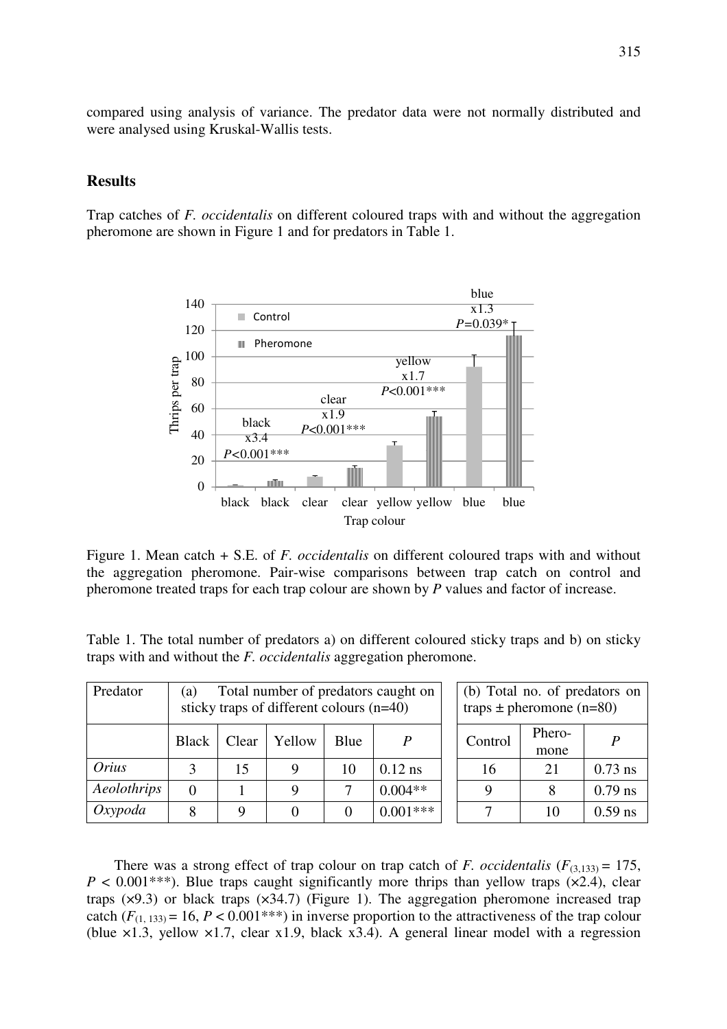compared using analysis of variance. The predator data were not normally distributed and were analysed using Kruskal-Wallis tests.

## Results

Trap catches of *F. occidentalis* on different coloured traps with and without the aggregation pheromone are shown in Figure 1 and for predators in Table 1.

Figure 1. Mean catch + S.E. of *F. occidentalis* on different coloured traps with and without the aggregation pheromone. Pair-wise comparisons between trap catch on control and pheromone treated traps for each trap colour are shown by *P* values and factor of increase.

Table 1. The total number of predators a) on different coloured sticky traps and b) on sticky traps with and without the *F. occidentalis* aggregation pheromone.

| Predator | (a) Total number of predators caught on sticky traps of different colours (n=40) | | | | | (b) Total no. of predators on traps ± pheromone (n=80) | | |
|---|---|---|---|---|---|---|---|---|
| | Black | Clear | Yellow | Blue | *P* | Control | Phero-mone | *P* |
| *Orius* | 3 | 15 | 9 | 10 | 0.12 ns | 16 | 21 | 0.73 ns |
| *Aeolothrips* | 0 | 1 | 9 | 7 | 0.004** | 9 | 8 | 0.79 ns |
| *Oxypoda* | 8 | 9 | 0 | 0 | 0.001*** | 7 | 10 | 0.59 ns |

There was a strong effect of trap colour on trap catch of *F. occidentalis* ($F_{(3,133)} = 175$, $P < 0.001$***). Blue traps caught significantly more thrips than yellow traps (×2.4), clear traps (×9.3) or black traps (×34.7) (Figure 1). The aggregation pheromone increased trap catch ($F_{(1, 133)} = 16$, $P < 0.001$***) in inverse proportion to the attractiveness of the trap colour (blue ×1.3, yellow ×1.7, clear x1.9, black x3.4). A general linear model with a regression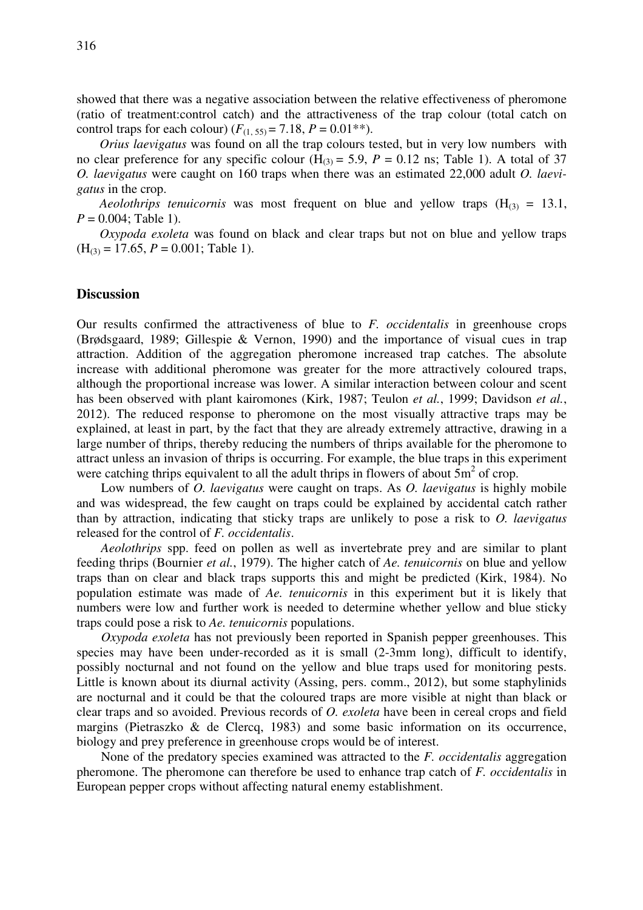showed that there was a negative association between the relative effectiveness of pheromone (ratio of treatment:control catch) and the attractiveness of the trap colour (total catch on control traps for each colour) ($F_{(1, 55)} = 7.18$, $P = 0.01$**).

*Orius laevigatus* was found on all the trap colours tested, but in very low numbers with no clear preference for any specific colour ($H_{(3)} = 5.9$, $P = 0.12$ ns; Table 1). A total of 37 *O. laevigatus* were caught on 160 traps when there was an estimated 22,000 adult *O. laevigatus* in the crop.

*Aeolothrips tenuicornis* was most frequent on blue and yellow traps ($H_{(3)} = 13.1$, $P = 0.004$; Table 1).

*Oxypoda exoleta* was found on black and clear traps but not on blue and yellow traps ($H_{(3)} = 17.65$, $P = 0.001$; Table 1).

## Discussion

Our results confirmed the attractiveness of blue to *F. occidentalis* in greenhouse crops (Brødsgaard, 1989; Gillespie & Vernon, 1990) and the importance of visual cues in trap attraction. Addition of the aggregation pheromone increased trap catches. The absolute increase with additional pheromone was greater for the more attractively coloured traps, although the proportional increase was lower. A similar interaction between colour and scent has been observed with plant kairomones (Kirk, 1987; Teulon *et al.*, 1999; Davidson *et al.*, 2012). The reduced response to pheromone on the most visually attractive traps may be explained, at least in part, by the fact that they are already extremely attractive, drawing in a large number of thrips, thereby reducing the numbers of thrips available for the pheromone to attract unless an invasion of thrips is occurring. For example, the blue traps in this experiment were catching thrips equivalent to all the adult thrips in flowers of about 5m$^2$ of crop.

Low numbers of *O. laevigatus* were caught on traps. As *O. laevigatus* is highly mobile and was widespread, the few caught on traps could be explained by accidental catch rather than by attraction, indicating that sticky traps are unlikely to pose a risk to *O. laevigatus* released for the control of *F. occidentalis*.

*Aeolothrips* spp. feed on pollen as well as invertebrate prey and are similar to plant feeding thrips (Bournier *et al.*, 1979). The higher catch of *Ae. tenuicornis* on blue and yellow traps than on clear and black traps supports this and might be predicted (Kirk, 1984). No population estimate was made of *Ae. tenuicornis* in this experiment but it is likely that numbers were low and further work is needed to determine whether yellow and blue sticky traps could pose a risk to *Ae. tenuicornis* populations.

*Oxypoda exoleta* has not previously been reported in Spanish pepper greenhouses. This species may have been under-recorded as it is small (2-3mm long), difficult to identify, possibly nocturnal and not found on the yellow and blue traps used for monitoring pests. Little is known about its diurnal activity (Assing, pers. comm., 2012), but some staphylinids are nocturnal and it could be that the coloured traps are more visible at night than black or clear traps and so avoided. Previous records of *O. exoleta* have been in cereal crops and field margins (Pietraszko & de Clercq, 1983) and some basic information on its occurrence, biology and prey preference in greenhouse crops would be of interest.

None of the predatory species examined was attracted to the *F. occidentalis* aggregation pheromone. The pheromone can therefore be used to enhance trap catch of *F. occidentalis* in European pepper crops without affecting natural enemy establishment.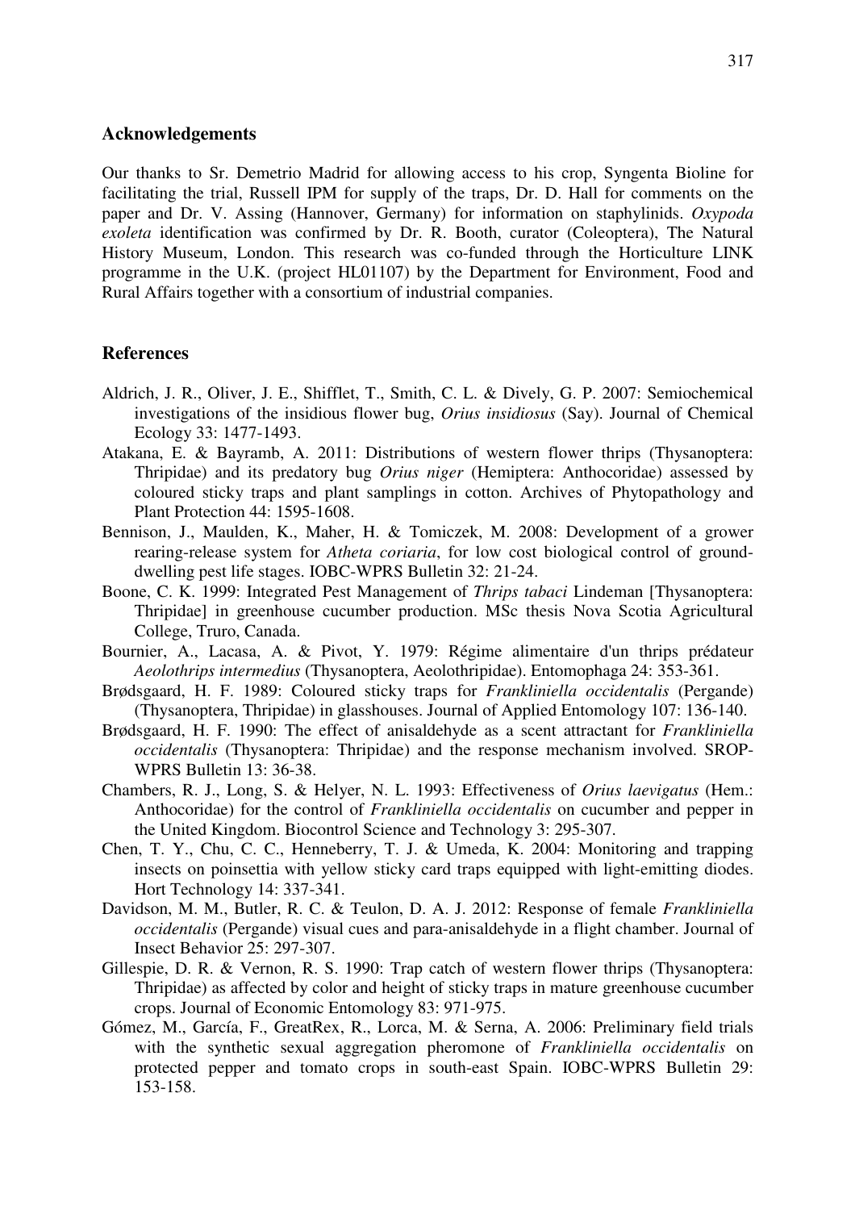## Acknowledgements

Our thanks to Sr. Demetrio Madrid for allowing access to his crop, Syngenta Bioline for facilitating the trial, Russell IPM for supply of the traps, Dr. D. Hall for comments on the paper and Dr. V. Assing (Hannover, Germany) for information on staphylinids. *Oxypoda exoleta* identification was confirmed by Dr. R. Booth, curator (Coleoptera), The Natural History Museum, London. This research was co-funded through the Horticulture LINK programme in the U.K. (project HL01107) by the Department for Environment, Food and Rural Affairs together with a consortium of industrial companies.

## References

- Aldrich, J. R., Oliver, J. E., Shifflet, T., Smith, C. L. & Dively, G. P. 2007: Semiochemical investigations of the insidious flower bug, *Orius insidiosus* (Say). Journal of Chemical Ecology 33: 1477-1493.
- Atakana, E. & Bayramb, A. 2011: Distributions of western flower thrips (Thysanoptera: Thripidae) and its predatory bug *Orius niger* (Hemiptera: Anthocoridae) assessed by coloured sticky traps and plant samplings in cotton. Archives of Phytopathology and Plant Protection 44: 1595-1608.
- Bennison, J., Maulden, K., Maher, H. & Tomiczek, M. 2008: Development of a grower rearing-release system for *Atheta coriaria*, for low cost biological control of ground-dwelling pest life stages. IOBC-WPRS Bulletin 32: 21-24.
- Boone, C. K. 1999: Integrated Pest Management of *Thrips tabaci* Lindeman [Thysanoptera: Thripidae] in greenhouse cucumber production. MSc thesis Nova Scotia Agricultural College, Truro, Canada.
- Bournier, A., Lacasa, A. & Pivot, Y. 1979: Régime alimentaire d'un thrips prédateur *Aeolothrips intermedius* (Thysanoptera, Aeolothripidae). Entomophaga 24: 353-361.
- Brødsgaard, H. F. 1989: Coloured sticky traps for *Frankliniella occidentalis* (Pergande) (Thysanoptera, Thripidae) in glasshouses. Journal of Applied Entomology 107: 136-140.
- Brødsgaard, H. F. 1990: The effect of anisaldehyde as a scent attractant for *Frankliniella occidentalis* (Thysanoptera: Thripidae) and the response mechanism involved. SROP-WPRS Bulletin 13: 36-38.
- Chambers, R. J., Long, S. & Helyer, N. L. 1993: Effectiveness of *Orius laevigatus* (Hem.: Anthocoridae) for the control of *Frankliniella occidentalis* on cucumber and pepper in the United Kingdom. Biocontrol Science and Technology 3: 295-307.
- Chen, T. Y., Chu, C. C., Henneberry, T. J. & Umeda, K. 2004: Monitoring and trapping insects on poinsettia with yellow sticky card traps equipped with light-emitting diodes. Hort Technology 14: 337-341.
- Davidson, M. M., Butler, R. C. & Teulon, D. A. J. 2012: Response of female *Frankliniella occidentalis* (Pergande) visual cues and para-anisaldehyde in a flight chamber. Journal of Insect Behavior 25: 297-307.
- Gillespie, D. R. & Vernon, R. S. 1990: Trap catch of western flower thrips (Thysanoptera: Thripidae) as affected by color and height of sticky traps in mature greenhouse cucumber crops. Journal of Economic Entomology 83: 971-975.
- Gómez, M., García, F., GreatRex, R., Lorca, M. & Serna, A. 2006: Preliminary field trials with the synthetic sexual aggregation pheromone of *Frankliniella occidentalis* on protected pepper and tomato crops in south-east Spain. IOBC-WPRS Bulletin 29: 153-158.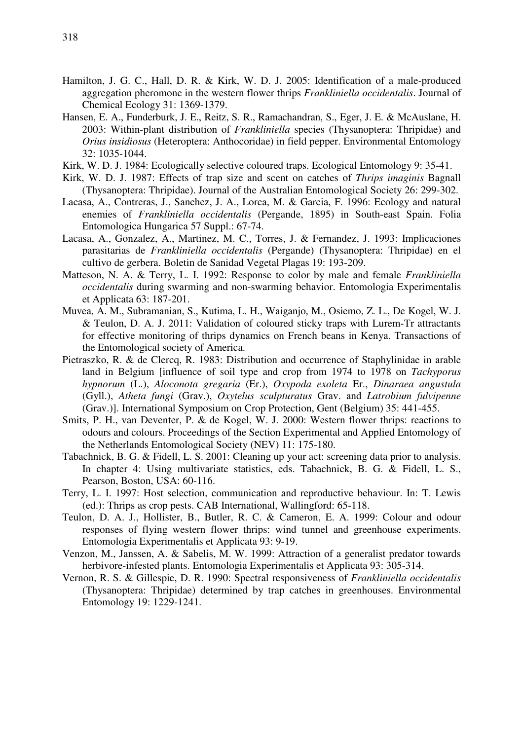Hamilton, J. G. C., Hall, D. R. & Kirk, W. D. J. 2005: Identification of a male-produced aggregation pheromone in the western flower thrips *Frankliniella occidentalis*. Journal of Chemical Ecology 31: 1369-1379.

Hansen, E. A., Funderburk, J. E., Reitz, S. R., Ramachandran, S., Eger, J. E. & McAuslane, H. 2003: Within-plant distribution of *Frankliniella* species (Thysanoptera: Thripidae) and *Orius insidiosus* (Heteroptera: Anthocoridae) in field pepper. Environmental Entomology 32: 1035-1044.

Kirk, W. D. J. 1984: Ecologically selective coloured traps. Ecological Entomology 9: 35-41.

Kirk, W. D. J. 1987: Effects of trap size and scent on catches of *Thrips imaginis* Bagnall (Thysanoptera: Thripidae). Journal of the Australian Entomological Society 26: 299-302.

Lacasa, A., Contreras, J., Sanchez, J. A., Lorca, M. & Garcia, F. 1996: Ecology and natural enemies of *Frankliniella occidentalis* (Pergande, 1895) in South-east Spain. Folia Entomologica Hungarica 57 Suppl.: 67-74.

Lacasa, A., Gonzalez, A., Martinez, M. C., Torres, J. & Fernandez, J. 1993: Implicaciones parasitarias de *Frankliniella occidentalis* (Pergande) (Thysanoptera: Thripidae) en el cultivo de gerbera. Boletin de Sanidad Vegetal Plagas 19: 193-209.

Matteson, N. A. & Terry, L. I. 1992: Response to color by male and female *Frankliniella occidentalis* during swarming and non-swarming behavior. Entomologia Experimentalis et Applicata 63: 187-201.

Muvea, A. M., Subramanian, S., Kutima, L. H., Waiganjo, M., Osiemo, Z. L., De Kogel, W. J. & Teulon, D. A. J. 2011: Validation of coloured sticky traps with Lurem-Tr attractants for effective monitoring of thrips dynamics on French beans in Kenya. Transactions of the Entomological society of America.

Pietraszko, R. & de Clercq, R. 1983: Distribution and occurrence of Staphylinidae in arable land in Belgium [influence of soil type and crop from 1974 to 1978 on *Tachyporus hypnorum* (L.), *Aloconota gregaria* (Er.), *Oxypoda exoleta* Er., *Dinaraea angustula* (Gyll.), *Atheta fungi* (Grav.), *Oxytelus sculpturatus* Grav. and *Latrobium fulvipenne* (Grav.)]. International Symposium on Crop Protection, Gent (Belgium) 35: 441-455.

Smits, P. H., van Deventer, P. & de Kogel, W. J. 2000: Western flower thrips: reactions to odours and colours. Proceedings of the Section Experimental and Applied Entomology of the Netherlands Entomological Society (NEV) 11: 175-180.

Tabachnick, B. G. & Fidell, L. S. 2001: Cleaning up your act: screening data prior to analysis. In chapter 4: Using multivariate statistics, eds. Tabachnick, B. G. & Fidell, L. S., Pearson, Boston, USA: 60-116.

Terry, L. I. 1997: Host selection, communication and reproductive behaviour. In: T. Lewis (ed.): Thrips as crop pests. CAB International, Wallingford: 65-118.

Teulon, D. A. J., Hollister, B., Butler, R. C. & Cameron, E. A. 1999: Colour and odour responses of flying western flower thrips: wind tunnel and greenhouse experiments. Entomologia Experimentalis et Applicata 93: 9-19.

Venzon, M., Janssen, A. & Sabelis, M. W. 1999: Attraction of a generalist predator towards herbivore-infested plants. Entomologia Experimentalis et Applicata 93: 305-314.

Vernon, R. S. & Gillespie, D. R. 1990: Spectral responsiveness of *Frankliniella occidentalis* (Thysanoptera: Thripidae) determined by trap catches in greenhouses. Environmental Entomology 19: 1229-1241.